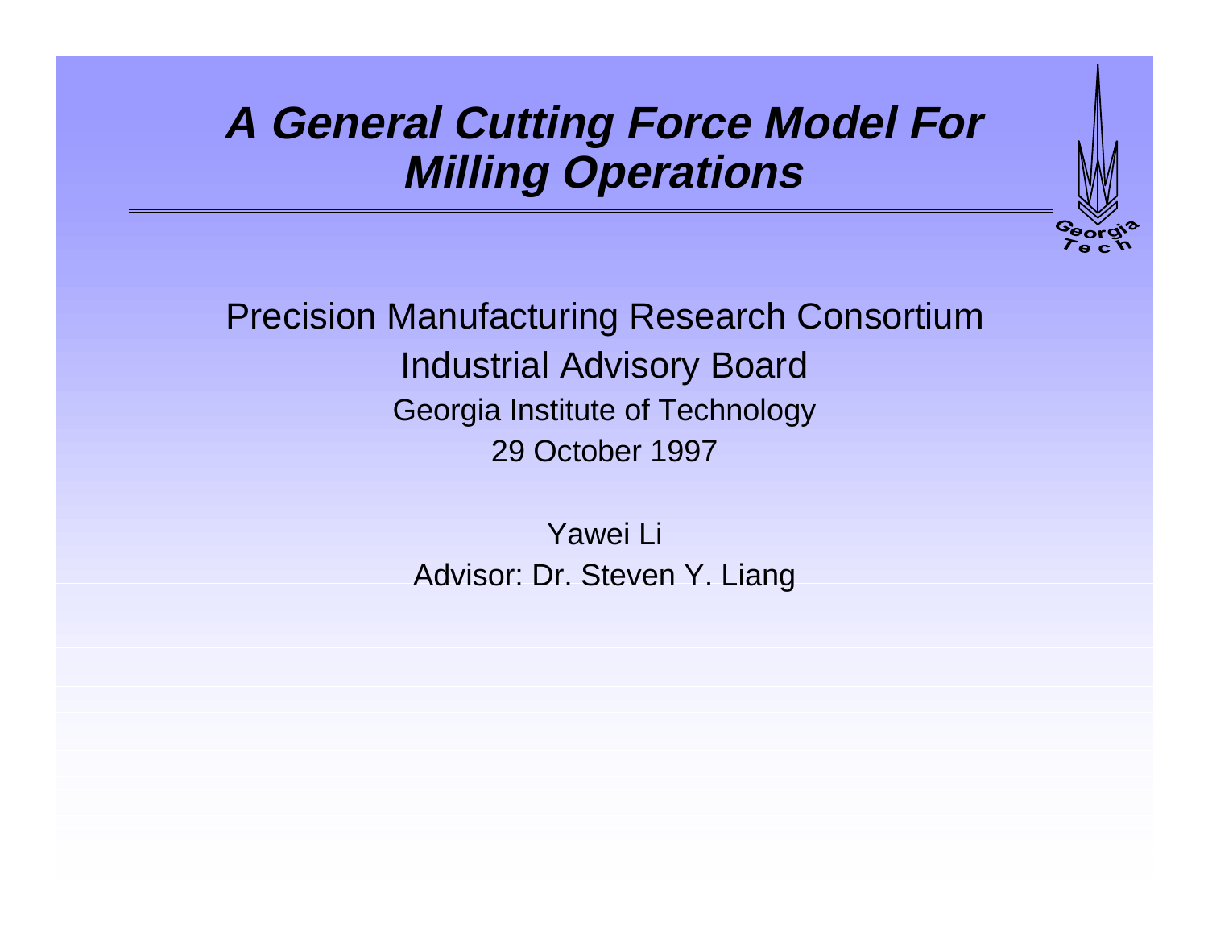# ***A General Cutting Force Model For Milling Operations***

Precision Manufacturing Research Consortium

Industrial Advisory Board

Georgia Institute of Technology

29 October 1997

Yawei Li

Advisor: Dr. Steven Y. Liang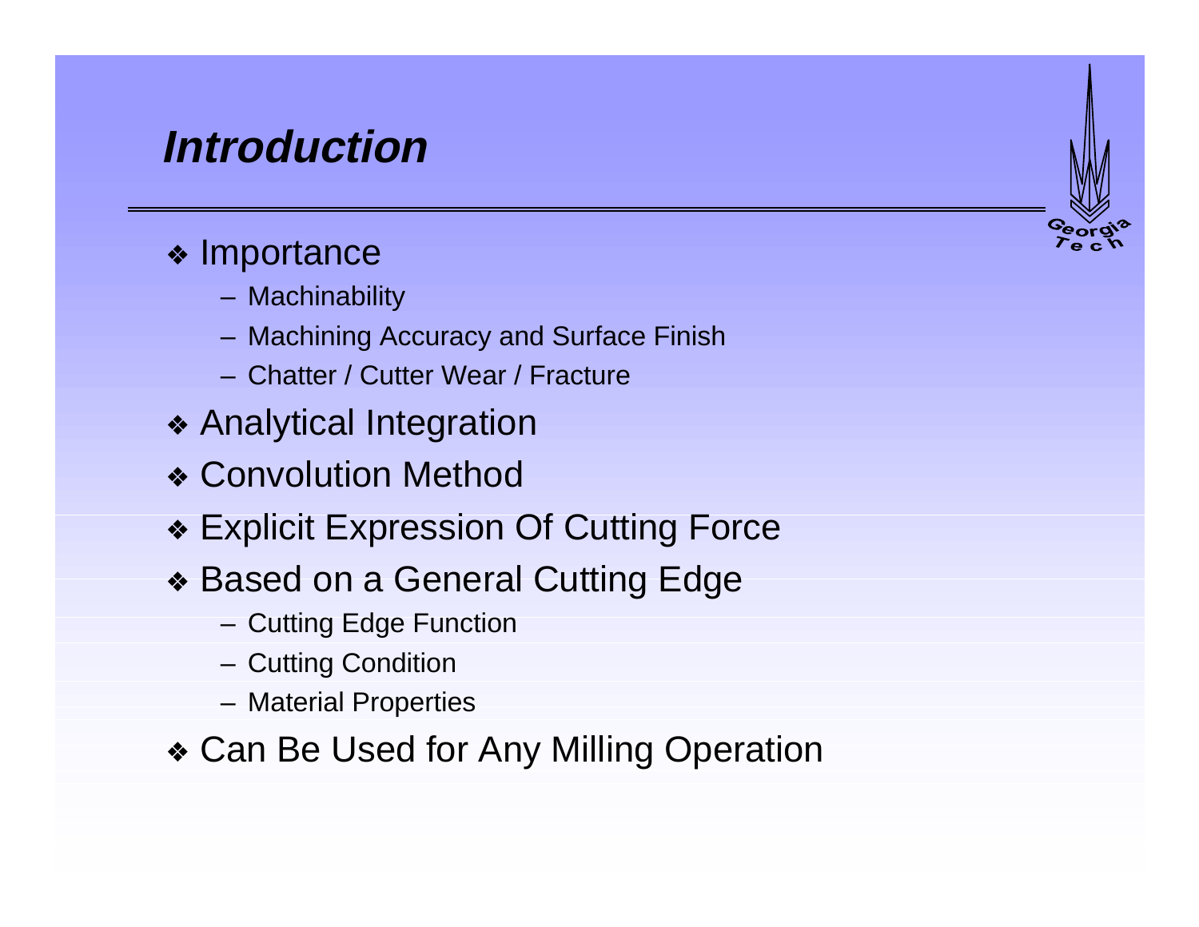## *Introduction*

- Importance
  - Machinability
  - Machining Accuracy and Surface Finish
  - Chatter / Cutter Wear / Fracture
- Analytical Integration
- Convolution Method
- Explicit Expression Of Cutting Force
- Based on a General Cutting Edge
  - Cutting Edge Function
  - Cutting Condition
  - Material Properties
- Can Be Used for Any Milling Operation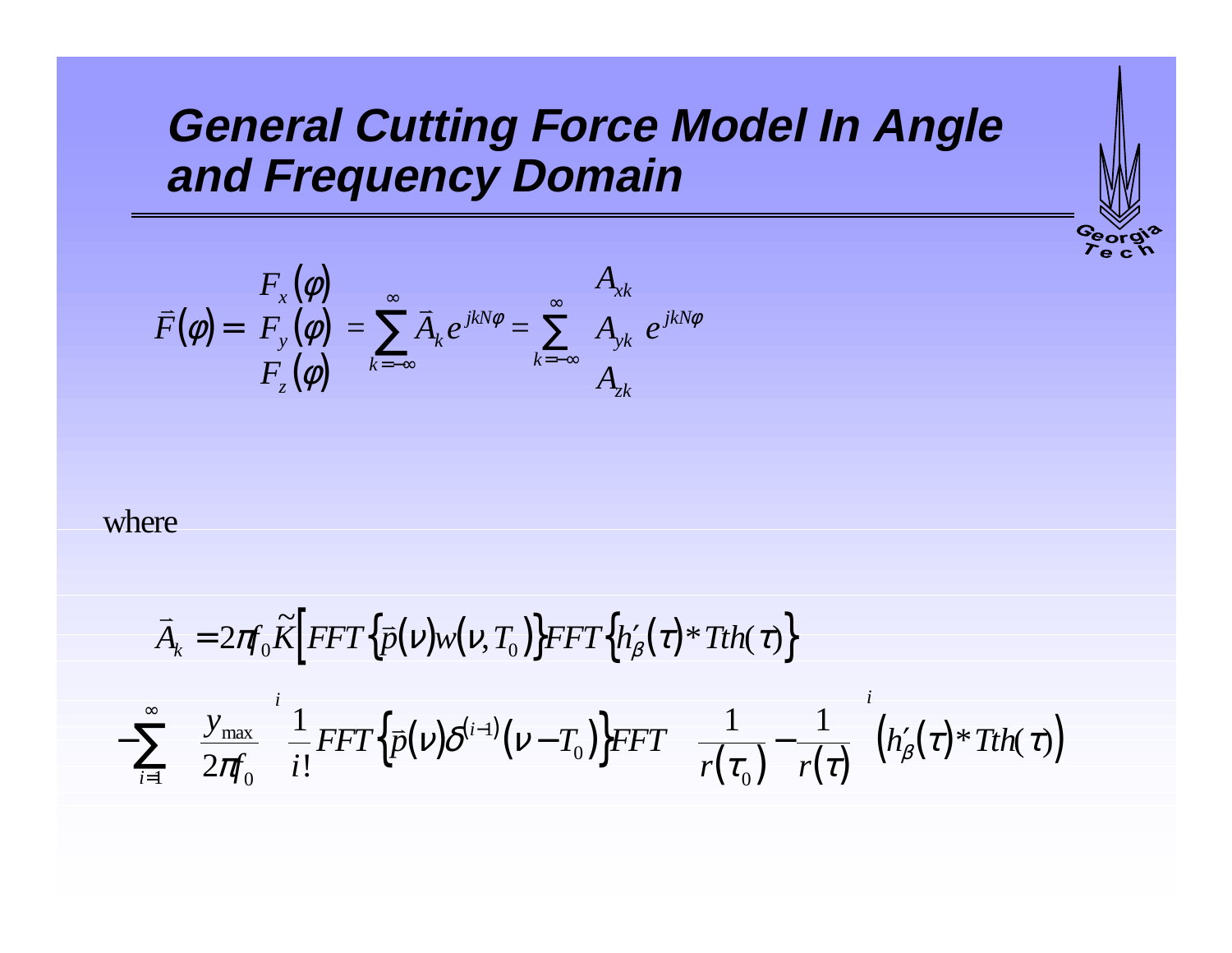# General Cutting Force Model In Angle and Frequency Domain

$$\vec{F}(\varphi) = \begin{pmatrix} F_x(\varphi) \\ F_y(\varphi) \\ F_z(\varphi) \end{pmatrix} = \sum_{k=-\infty}^{\infty} \vec{A}_k e^{jkN\varphi} = \sum_{k=-\infty}^{\infty} \begin{pmatrix} A_{xk} \\ A_{yk} \\ A_{zk} \end{pmatrix} e^{jkN\varphi}$$

where

$$\vec{A}_k = 2\pi f_0 \tilde{K}\Big[FFT\{\vec{p}(\nu)w(\nu, T_0)\}FFT\{h'_\beta(\tau) * Tth(\tau)\}$$

$$-\sum_{i=1}^{\infty} \left(\frac{y_{\max}}{2\pi f_0}\right)^i \frac{1}{i!} FFT\left\{\vec{p}(\nu)\delta^{(i-1)}(\nu - T_0)\right\} FFT\left(\frac{1}{r(\tau_0)} - \frac{1}{r(\tau)}\right)^i \left(h'_\beta(\tau) * Tth(\tau)\right)$$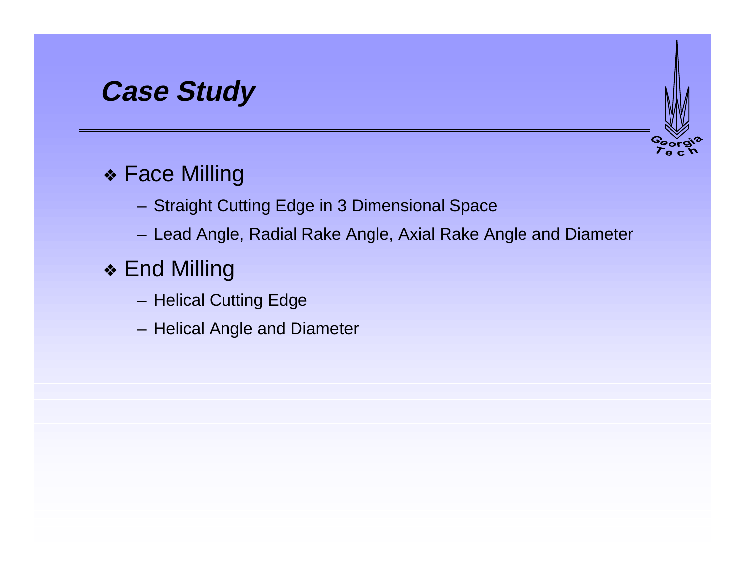## *Case Study*

- Face Milling
  - Straight Cutting Edge in 3 Dimensional Space
  - Lead Angle, Radial Rake Angle, Axial Rake Angle and Diameter
- End Milling
  - Helical Cutting Edge
  - Helical Angle and Diameter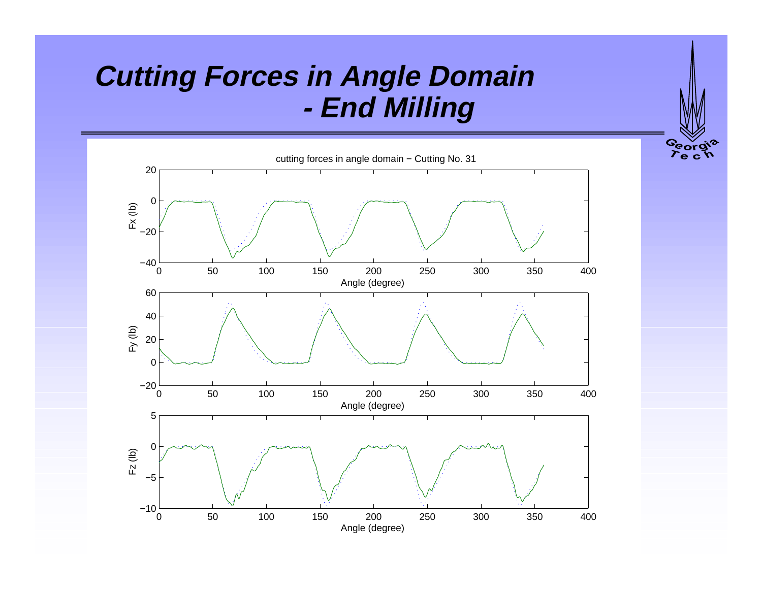# *Cutting Forces in Angle Domain - End Milling*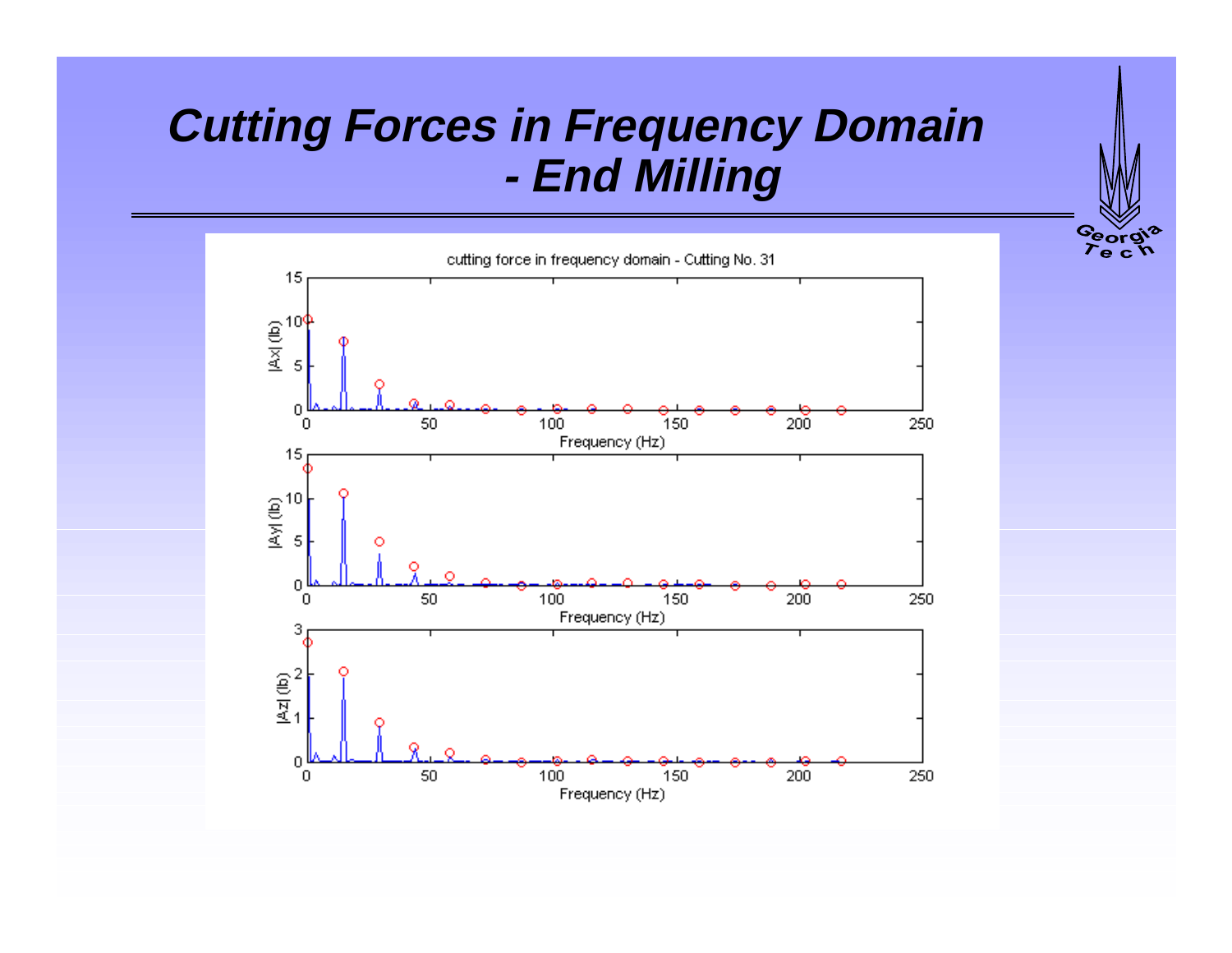# Cutting Forces in Frequency Domain - End Milling

cutting force in frequency domain - Cutting No. 31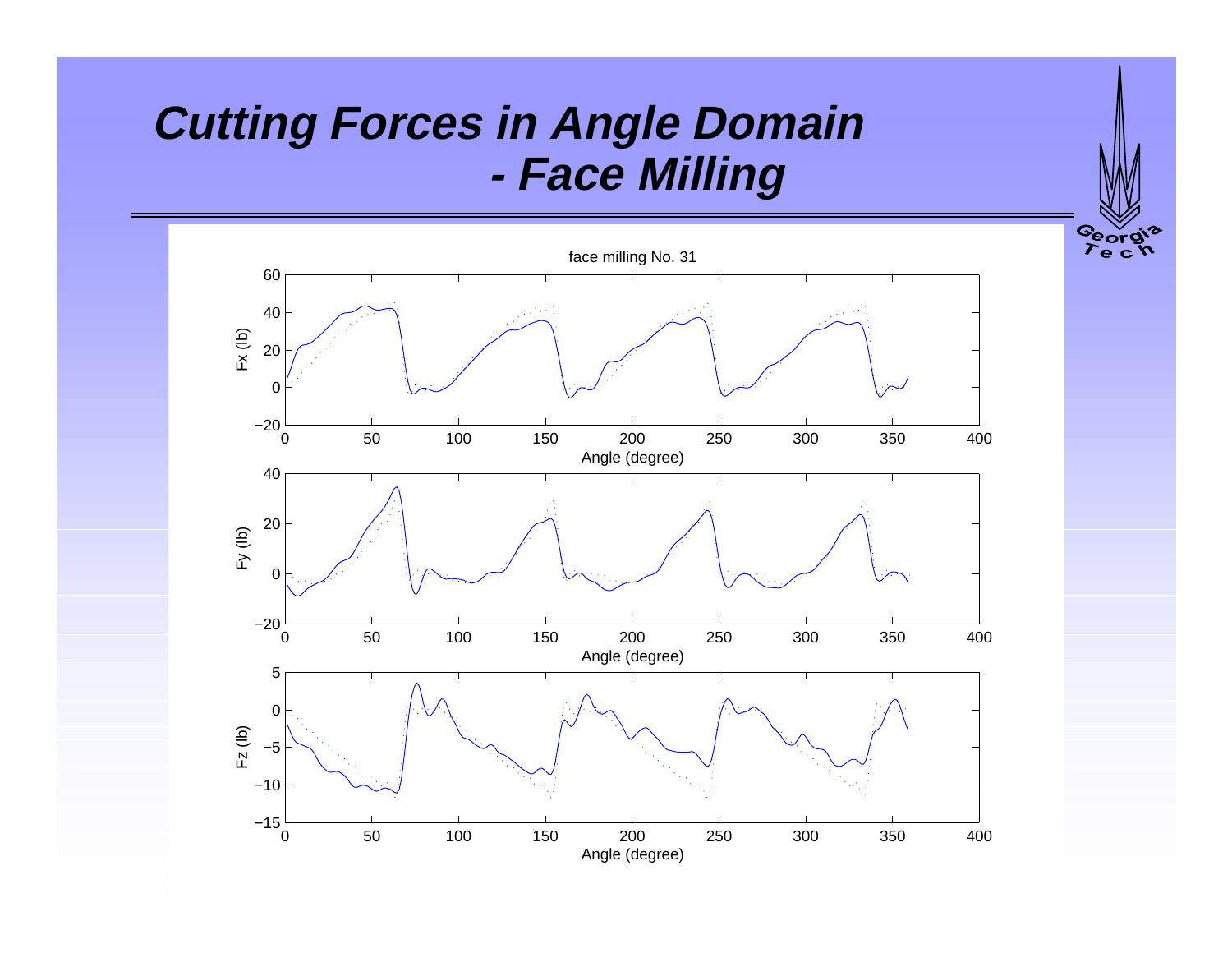# *Cutting Forces in Angle Domain - Face Milling*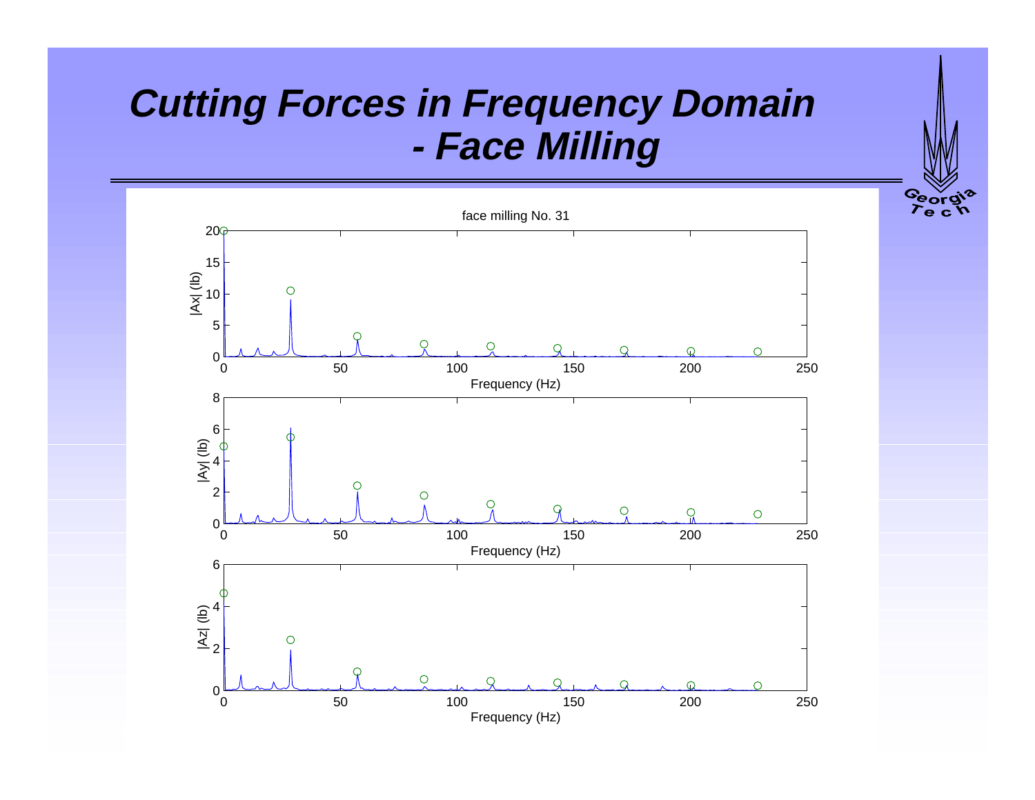# Cutting Forces in Frequency Domain - Face Milling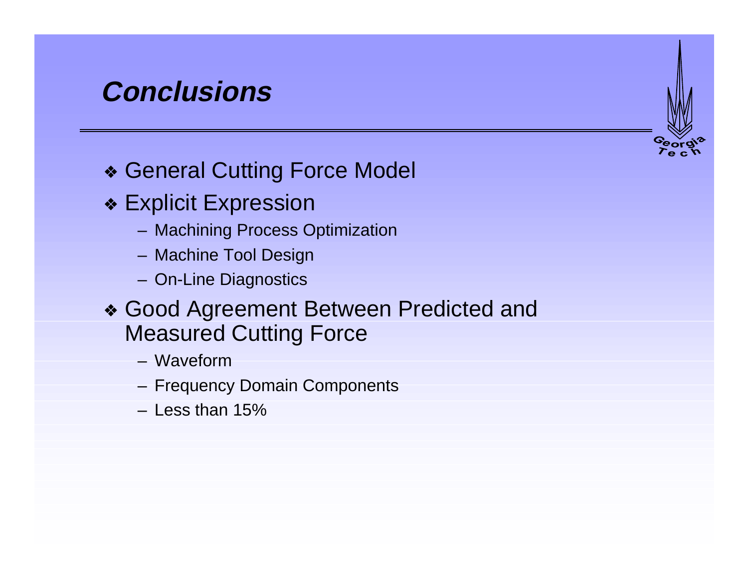# *Conclusions*

- General Cutting Force Model
- Explicit Expression
  - Machining Process Optimization
  - Machine Tool Design
  - On-Line Diagnostics
- Good Agreement Between Predicted and Measured Cutting Force
  - Waveform
  - Frequency Domain Components
  - Less than 15%